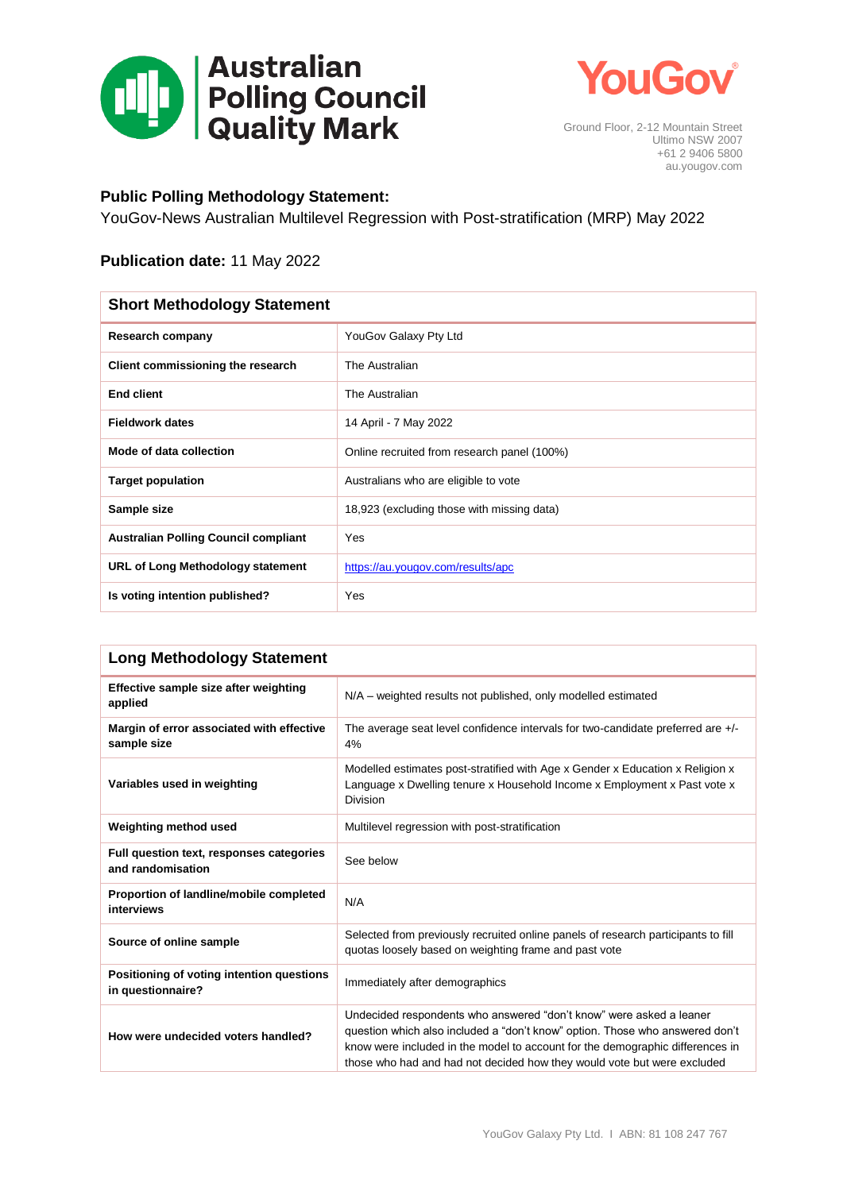Australian Polling Council Quality Mark

YouGov

Ground Floor, 2-12 Mountain Street
Ultimo NSW 2007
+61 2 9406 5800
au.yougov.com

**Public Polling Methodology Statement:**
YouGov-News Australian Multilevel Regression with Post-stratification (MRP) May 2022

**Publication date:** 11 May 2022

| Short Methodology Statement | |
|---|---|
| **Research company** | YouGov Galaxy Pty Ltd |
| **Client commissioning the research** | The Australian |
| **End client** | The Australian |
| **Fieldwork dates** | 14 April - 7 May 2022 |
| **Mode of data collection** | Online recruited from research panel (100%) |
| **Target population** | Australians who are eligible to vote |
| **Sample size** | 18,923 (excluding those with missing data) |
| **Australian Polling Council compliant** | Yes |
| **URL of Long Methodology statement** | https://au.yougov.com/results/apc |
| **Is voting intention published?** | Yes |

| Long Methodology Statement | |
|---|---|
| **Effective sample size after weighting applied** | N/A – weighted results not published, only modelled estimated |
| **Margin of error associated with effective sample size** | The average seat level confidence intervals for two-candidate preferred are +/- 4% |
| **Variables used in weighting** | Modelled estimates post-stratified with Age x Gender x Education x Religion x Language x Dwelling tenure x Household Income x Employment x Past vote x Division |
| **Weighting method used** | Multilevel regression with post-stratification |
| **Full question text, responses categories and randomisation** | See below |
| **Proportion of landline/mobile completed interviews** | N/A |
| **Source of online sample** | Selected from previously recruited online panels of research participants to fill quotas loosely based on weighting frame and past vote |
| **Positioning of voting intention questions in questionnaire?** | Immediately after demographics |
| **How were undecided voters handled?** | Undecided respondents who answered "don't know" were asked a leaner question which also included a "don't know" option. Those who answered don't know were included in the model to account for the demographic differences in those who had and had not decided how they would vote but were excluded |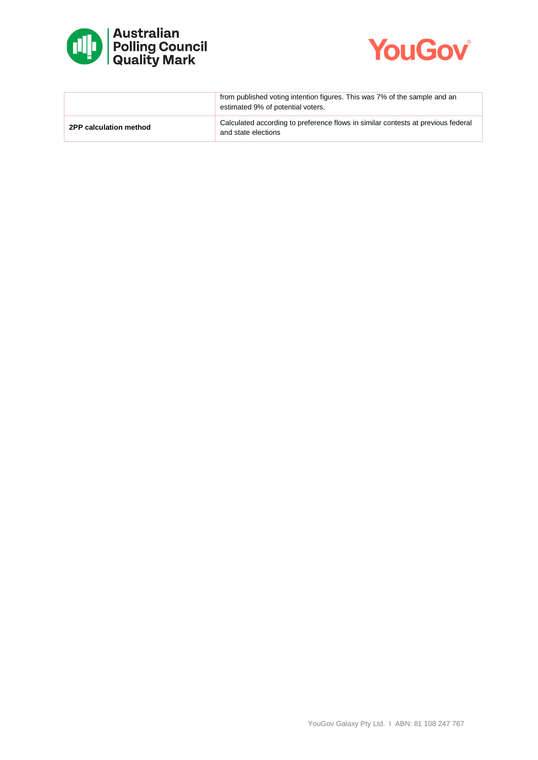| | |
|---|---|
| | from published voting intention figures. This was 7% of the sample and an estimated 9% of potential voters. |
| **2PP calculation method** | Calculated according to preference flows in similar contests at previous federal and state elections |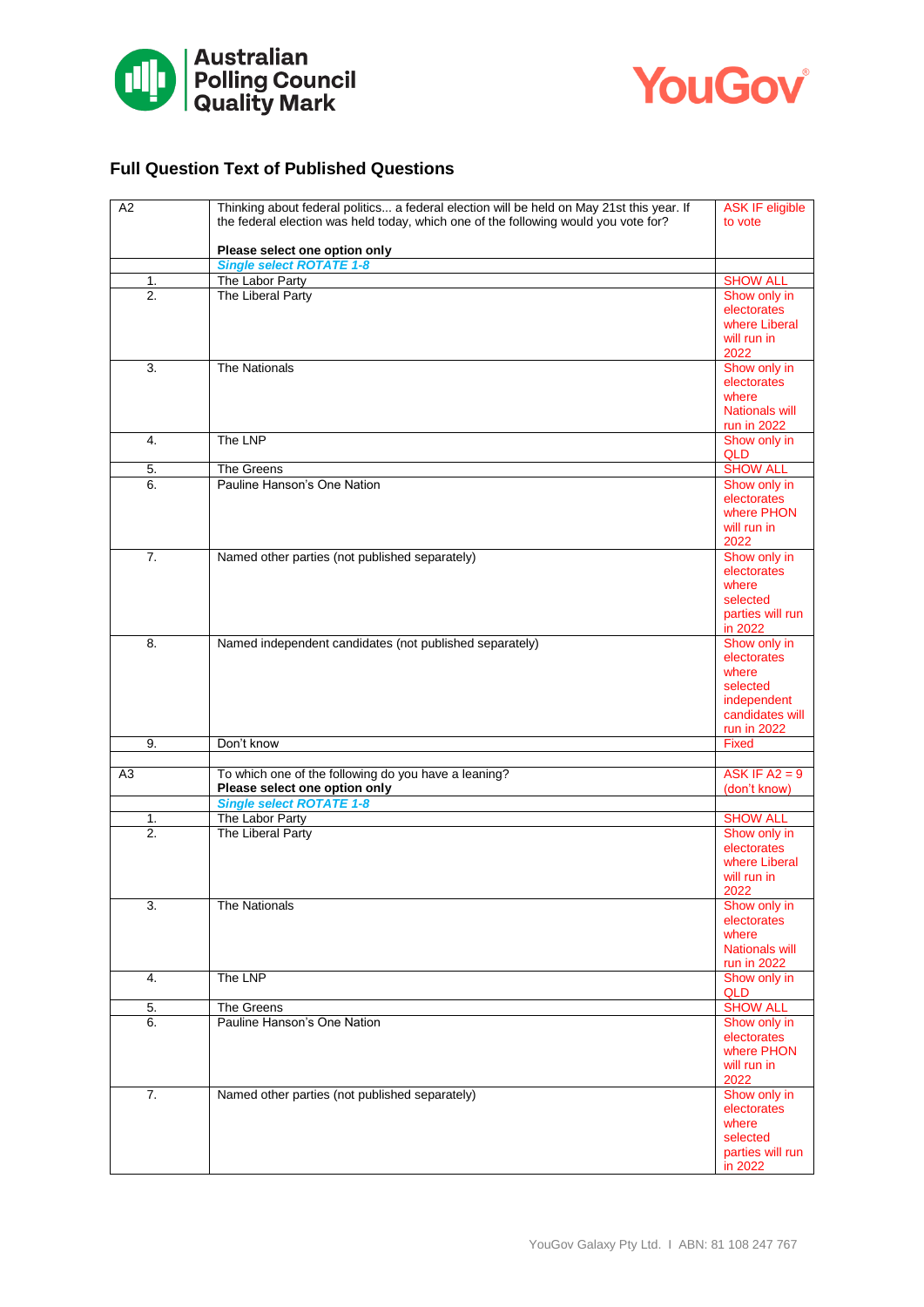## Full Question Text of Published Questions

| | | |
|---|---|---|
| A2 | Thinking about federal politics... a federal election will be held on May 21st this year. If the federal election was held today, which one of the following would you vote for?<br><br>**Please select one option only** | ASK IF eligible to vote |
| | ***Single select ROTATE 1-8*** | |
| 1. | The Labor Party | SHOW ALL |
| 2. | The Liberal Party | Show only in electorates where Liberal will run in 2022 |
| 3. | The Nationals | Show only in electorates where Nationals will run in 2022 |
| 4. | The LNP | Show only in QLD |
| 5. | The Greens | SHOW ALL |
| 6. | Pauline Hanson's One Nation | Show only in electorates where PHON will run in 2022 |
| 7. | Named other parties (not published separately) | Show only in electorates where selected parties will run in 2022 |
| 8. | Named independent candidates (not published separately) | Show only in electorates where selected independent candidates will run in 2022 |
| 9. | Don't know | Fixed |
| | | |
| A3 | To which one of the following do you have a leaning?<br>**Please select one option only** | ASK IF A2 = 9 (don't know) |
| | ***Single select ROTATE 1-8*** | |
| 1. | The Labor Party | SHOW ALL |
| 2. | The Liberal Party | Show only in electorates where Liberal will run in 2022 |
| 3. | The Nationals | Show only in electorates where Nationals will run in 2022 |
| 4. | The LNP | Show only in QLD |
| 5. | The Greens | SHOW ALL |
| 6. | Pauline Hanson's One Nation | Show only in electorates where PHON will run in 2022 |
| 7. | Named other parties (not published separately) | Show only in electorates where selected parties will run in 2022 |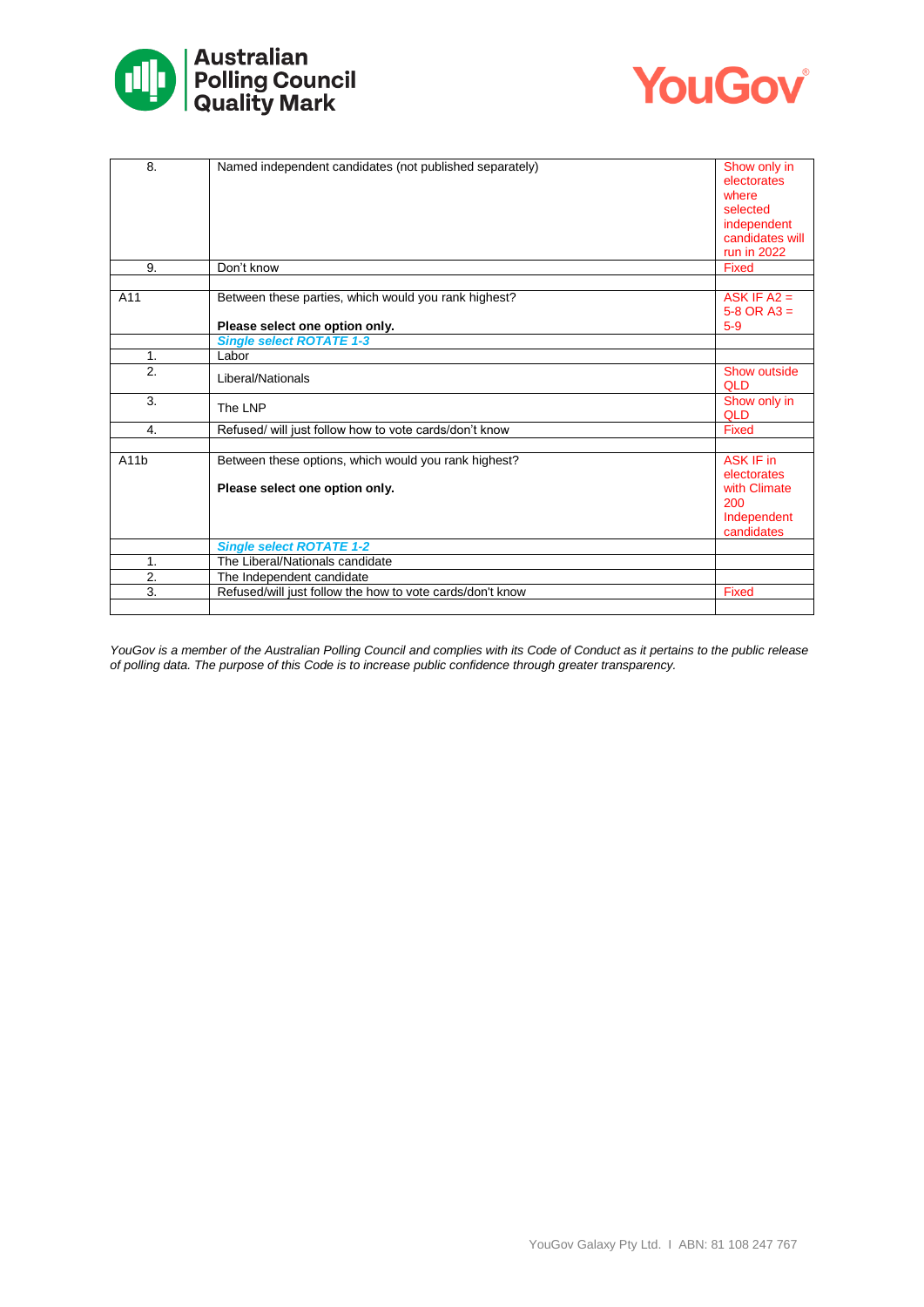| | | |
|---|---|---|
| 8. | Named independent candidates (not published separately) | Show only in electorates where selected independent candidates will run in 2022 |
| 9. | Don't know | Fixed |
| | | |
| A11 | Between these parties, which would you rank highest?<br><br>**Please select one option only.** | ASK IF A2 = 5-8 OR A3 = 5-9 |
| | ***Single select ROTATE 1-3*** | |
| 1. | Labor | |
| 2. | Liberal/Nationals | Show outside QLD |
| 3. | The LNP | Show only in QLD |
| 4. | Refused/ will just follow how to vote cards/don't know | Fixed |
| | | |
| A11b | Between these options, which would you rank highest?<br><br>**Please select one option only.** | ASK IF in electorates with Climate 200 Independent candidates |
| | ***Single select ROTATE 1-2*** | |
| 1. | The Liberal/Nationals candidate | |
| 2. | The Independent candidate | |
| 3. | Refused/will just follow the how to vote cards/don't know | Fixed |
| | | |

*YouGov is a member of the Australian Polling Council and complies with its Code of Conduct as it pertains to the public release of polling data. The purpose of this Code is to increase public confidence through greater transparency.*